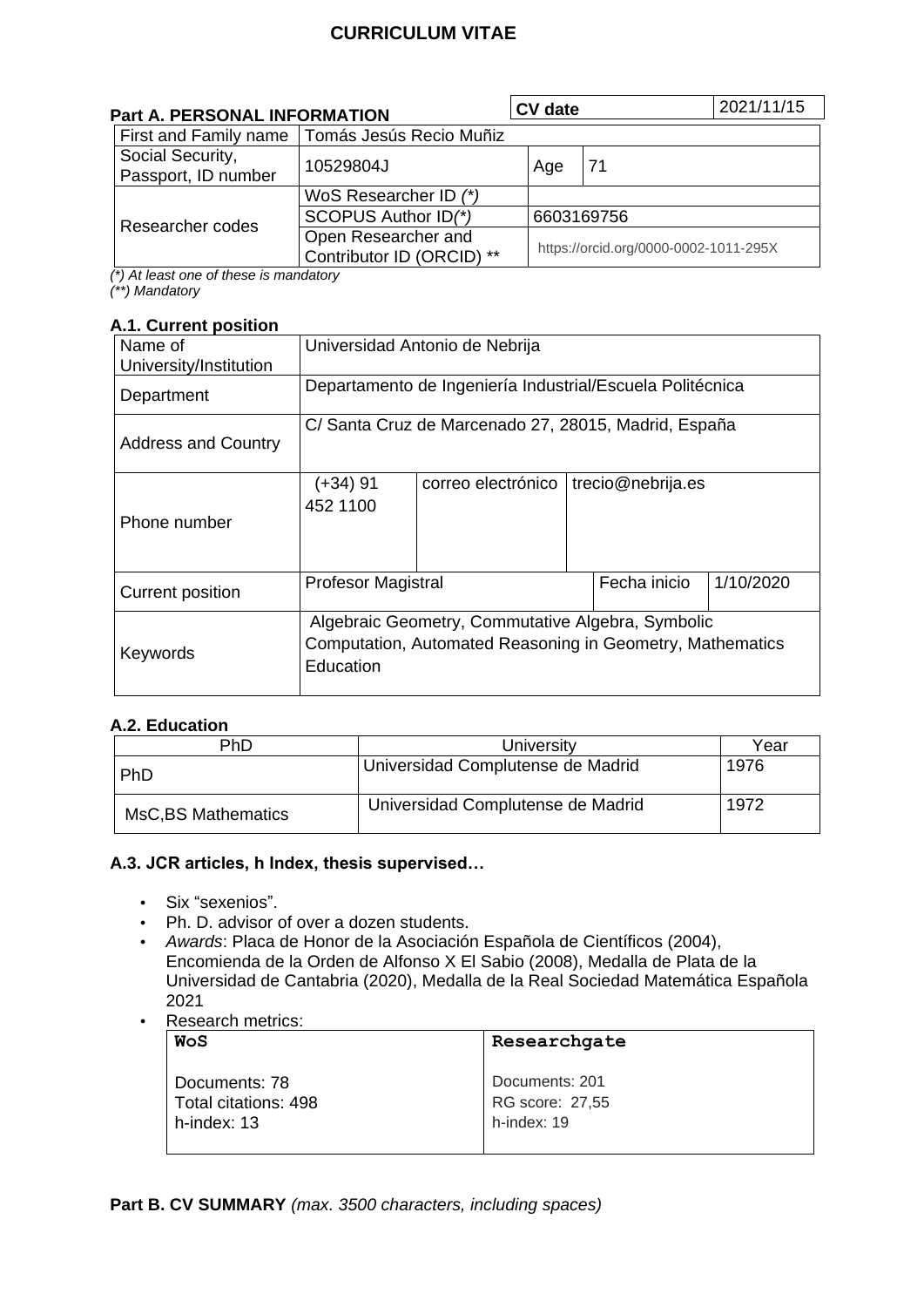# CURRICULUM VITAE

## Part A. PERSONAL INFORMATION

| CV date | 2021/11/15 |
|---|---|

| First and Family name | Tomás Jesús Recio Muñiz | | |
|---|---|---|---|
| Social Security, Passport, ID number | 10529804J | Age | 71 |
| Researcher codes | WoS Researcher ID *(\*)* | | |
| | SCOPUS Author ID*(\*)* | 6603169756 | |
| | Open Researcher and Contributor ID (ORCID) \*\* | https://orcid.org/0000-0002-1011-295X | |

*(\*) At least one of these is mandatory*
*(\*\*) Mandatory*

### A.1. Current position

| Name of University/Institution | Universidad Antonio de Nebrija | | | |
|---|---|---|---|---|
| Department | Departamento de Ingeniería Industrial/Escuela Politécnica | | | |
| Address and Country | C/ Santa Cruz de Marcenado 27, 28015, Madrid, España | | | |
| Phone number | (+34) 91 452 1100 | correo electrónico | trecio@nebrija.es | |
| Current position | Profesor Magistral | | Fecha inicio | 1/10/2020 |
| Keywords | Algebraic Geometry, Commutative Algebra, Symbolic Computation, Automated Reasoning in Geometry, Mathematics Education | | | |

### A.2. Education

| PhD | University | Year |
|---|---|---|
| PhD | Universidad Complutense de Madrid | 1976 |
| MsC,BS Mathematics | Universidad Complutense de Madrid | 1972 |

### A.3. JCR articles, h Index, thesis supervised…

- Six “sexenios”.
- Ph. D. advisor of over a dozen students.
- *Awards*: Placa de Honor de la Asociación Española de Científicos (2004), Encomienda de la Orden de Alfonso X El Sabio (2008), Medalla de Plata de la Universidad de Cantabria (2020), Medalla de la Real Sociedad Matemática Española 2021
- Research metrics:

| WoS | Researchgate |
|---|---|
| Documents: 78<br>Total citations: 498<br>h-index: 13 | Documents: 201<br>RG score: 27,55<br>h-index: 19 |

## Part B. CV SUMMARY *(max. 3500 characters, including spaces)*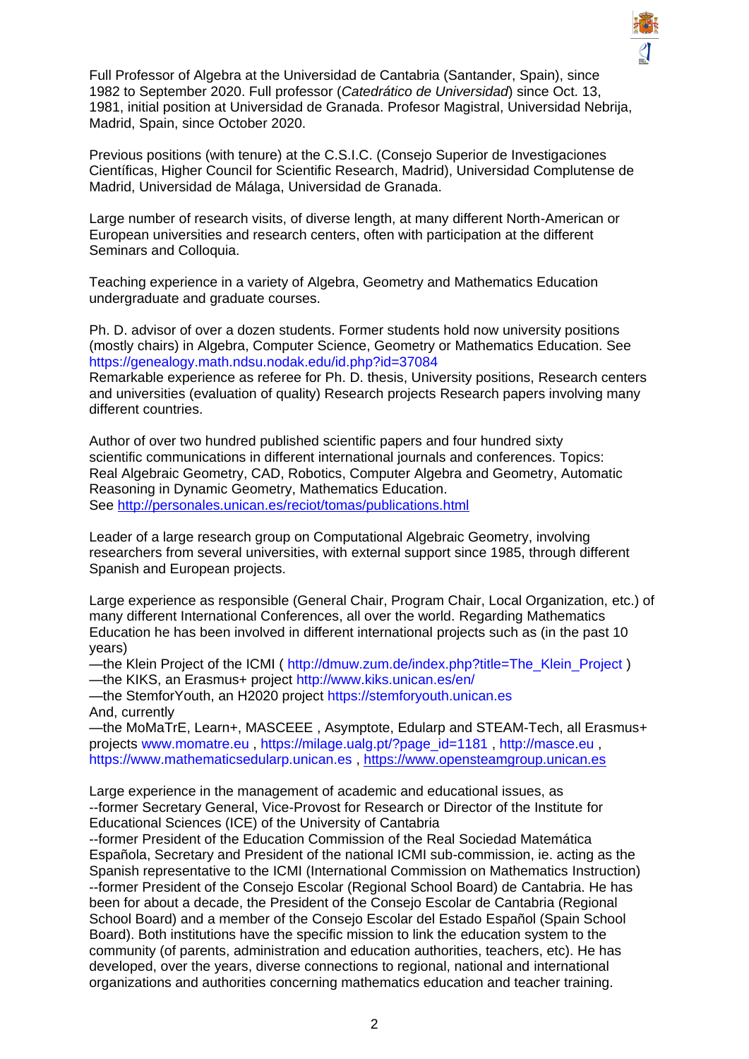Full Professor of Algebra at the Universidad de Cantabria (Santander, Spain), since 1982 to September 2020. Full professor (*Catedrático de Universidad*) since Oct. 13, 1981, initial position at Universidad de Granada. Profesor Magistral, Universidad Nebrija, Madrid, Spain, since October 2020.

Previous positions (with tenure) at the C.S.I.C. (Consejo Superior de Investigaciones Científicas, Higher Council for Scientific Research, Madrid), Universidad Complutense de Madrid, Universidad de Málaga, Universidad de Granada.

Large number of research visits, of diverse length, at many different North-American or European universities and research centers, often with participation at the different Seminars and Colloquia.

Teaching experience in a variety of Algebra, Geometry and Mathematics Education undergraduate and graduate courses.

Ph. D. advisor of over a dozen students. Former students hold now university positions (mostly chairs) in Algebra, Computer Science, Geometry or Mathematics Education. See https://genealogy.math.ndsu.nodak.edu/id.php?id=37084
Remarkable experience as referee for Ph. D. thesis, University positions, Research centers and universities (evaluation of quality) Research projects Research papers involving many different countries.

Author of over two hundred published scientific papers and four hundred sixty scientific communications in different international journals and conferences. Topics: Real Algebraic Geometry, CAD, Robotics, Computer Algebra and Geometry, Automatic Reasoning in Dynamic Geometry, Mathematics Education.
See http://personales.unican.es/reciot/tomas/publications.html

Leader of a large research group on Computational Algebraic Geometry, involving researchers from several universities, with external support since 1985, through different Spanish and European projects.

Large experience as responsible (General Chair, Program Chair, Local Organization, etc.) of many different International Conferences, all over the world. Regarding Mathematics Education he has been involved in different international projects such as (in the past 10 years)
—the Klein Project of the ICMI ( http://dmuw.zum.de/index.php?title=The_Klein_Project )
—the KIKS, an Erasmus+ project http://www.kiks.unican.es/en/
—the StemforYouth, an H2020 project https://stemforyouth.unican.es
And, currently
—the MoMaTrE, Learn+, MASCEEE , Asymptote, Edularp and STEAM-Tech, all Erasmus+ projects www.momatre.eu , https://milage.ualg.pt/?page_id=1181 , http://masce.eu , https://www.mathematicsedularp.unican.es , https://www.opensteamgroup.unican.es

Large experience in the management of academic and educational issues, as
--former Secretary General, Vice-Provost for Research or Director of the Institute for Educational Sciences (ICE) of the University of Cantabria
--former President of the Education Commission of the Real Sociedad Matemática Española, Secretary and President of the national ICMI sub-commission, ie. acting as the Spanish representative to the ICMI (International Commission on Mathematics Instruction)
--former President of the Consejo Escolar (Regional School Board) de Cantabria. He has been for about a decade, the President of the Consejo Escolar de Cantabria (Regional School Board) and a member of the Consejo Escolar del Estado Español (Spain School Board). Both institutions have the specific mission to link the education system to the community (of parents, administration and education authorities, teachers, etc). He has developed, over the years, diverse connections to regional, national and international organizations and authorities concerning mathematics education and teacher training.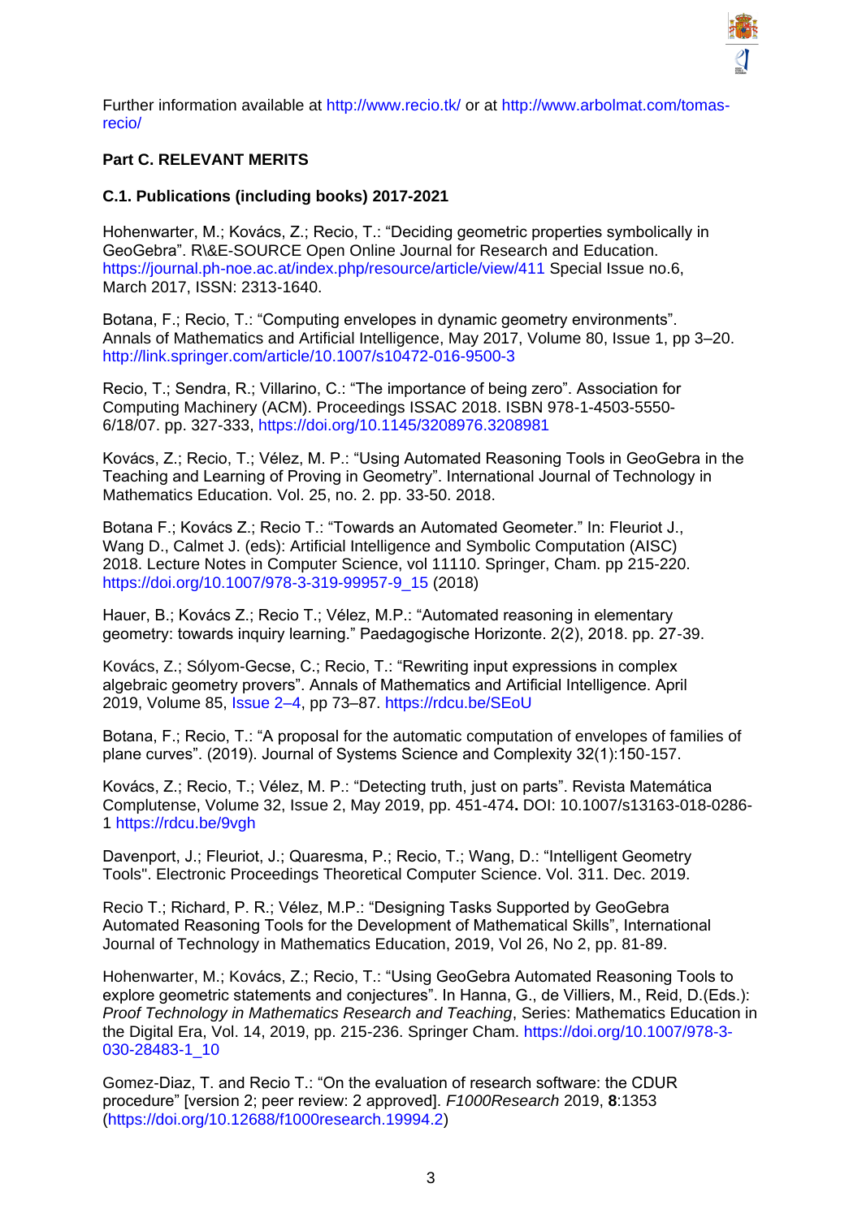Further information available at http://www.recio.tk/ or at http://www.arbolmat.com/tomas-recio/

**Part C. RELEVANT MERITS**

**C.1. Publications (including books) 2017-2021**

Hohenwarter, M.; Kovács, Z.; Recio, T.: "Deciding geometric properties symbolically in GeoGebra". R\&E-SOURCE Open Online Journal for Research and Education. https://journal.ph-noe.ac.at/index.php/resource/article/view/411 Special Issue no.6, March 2017, ISSN: 2313-1640.

Botana, F.; Recio, T.: "Computing envelopes in dynamic geometry environments". Annals of Mathematics and Artificial Intelligence, May 2017, Volume 80, Issue 1, pp 3–20. http://link.springer.com/article/10.1007/s10472-016-9500-3

Recio, T.; Sendra, R.; Villarino, C.: "The importance of being zero". Association for Computing Machinery (ACM). Proceedings ISSAC 2018. ISBN 978-1-4503-5550-6/18/07. pp. 327-333, https://doi.org/10.1145/3208976.3208981

Kovács, Z.; Recio, T.; Vélez, M. P.: "Using Automated Reasoning Tools in GeoGebra in the Teaching and Learning of Proving in Geometry". International Journal of Technology in Mathematics Education. Vol. 25, no. 2. pp. 33-50. 2018.

Botana F.; Kovács Z.; Recio T.: "Towards an Automated Geometer." In: Fleuriot J., Wang D., Calmet J. (eds): Artificial Intelligence and Symbolic Computation (AISC) 2018. Lecture Notes in Computer Science, vol 11110. Springer, Cham. pp 215-220. https://doi.org/10.1007/978-3-319-99957-9_15 (2018)

Hauer, B.; Kovács Z.; Recio T.; Vélez, M.P.: "Automated reasoning in elementary geometry: towards inquiry learning." Paedagogische Horizonte. 2(2), 2018. pp. 27-39.

Kovács, Z.; Sólyom-Gecse, C.; Recio, T.: "Rewriting input expressions in complex algebraic geometry provers". Annals of Mathematics and Artificial Intelligence. April 2019, Volume 85, Issue 2–4, pp 73–87. https://rdcu.be/SEoU

Botana, F.; Recio, T.: "A proposal for the automatic computation of envelopes of families of plane curves". (2019). Journal of Systems Science and Complexity 32(1):150-157.

Kovács, Z.; Recio, T.; Vélez, M. P.: "Detecting truth, just on parts". Revista Matemática Complutense, Volume 32, Issue 2, May 2019, pp. 451-474**.** DOI: 10.1007/s13163-018-0286-1 https://rdcu.be/9vgh

Davenport, J.; Fleuriot, J.; Quaresma, P.; Recio, T.; Wang, D.: "Intelligent Geometry Tools". Electronic Proceedings Theoretical Computer Science. Vol. 311. Dec. 2019.

Recio T.; Richard, P. R.; Vélez, M.P.: "Designing Tasks Supported by GeoGebra Automated Reasoning Tools for the Development of Mathematical Skills", International Journal of Technology in Mathematics Education, 2019, Vol 26, No 2, pp. 81-89.

Hohenwarter, M.; Kovács, Z.; Recio, T.: "Using GeoGebra Automated Reasoning Tools to explore geometric statements and conjectures". In Hanna, G., de Villiers, M., Reid, D.(Eds.): *Proof Technology in Mathematics Research and Teaching*, Series: Mathematics Education in the Digital Era, Vol. 14, 2019, pp. 215-236. Springer Cham. https://doi.org/10.1007/978-3-030-28483-1_10

Gomez-Diaz, T. and Recio T.: "On the evaluation of research software: the CDUR procedure" [version 2; peer review: 2 approved]. *F1000Research* 2019, **8**:1353 (https://doi.org/10.12688/f1000research.19994.2)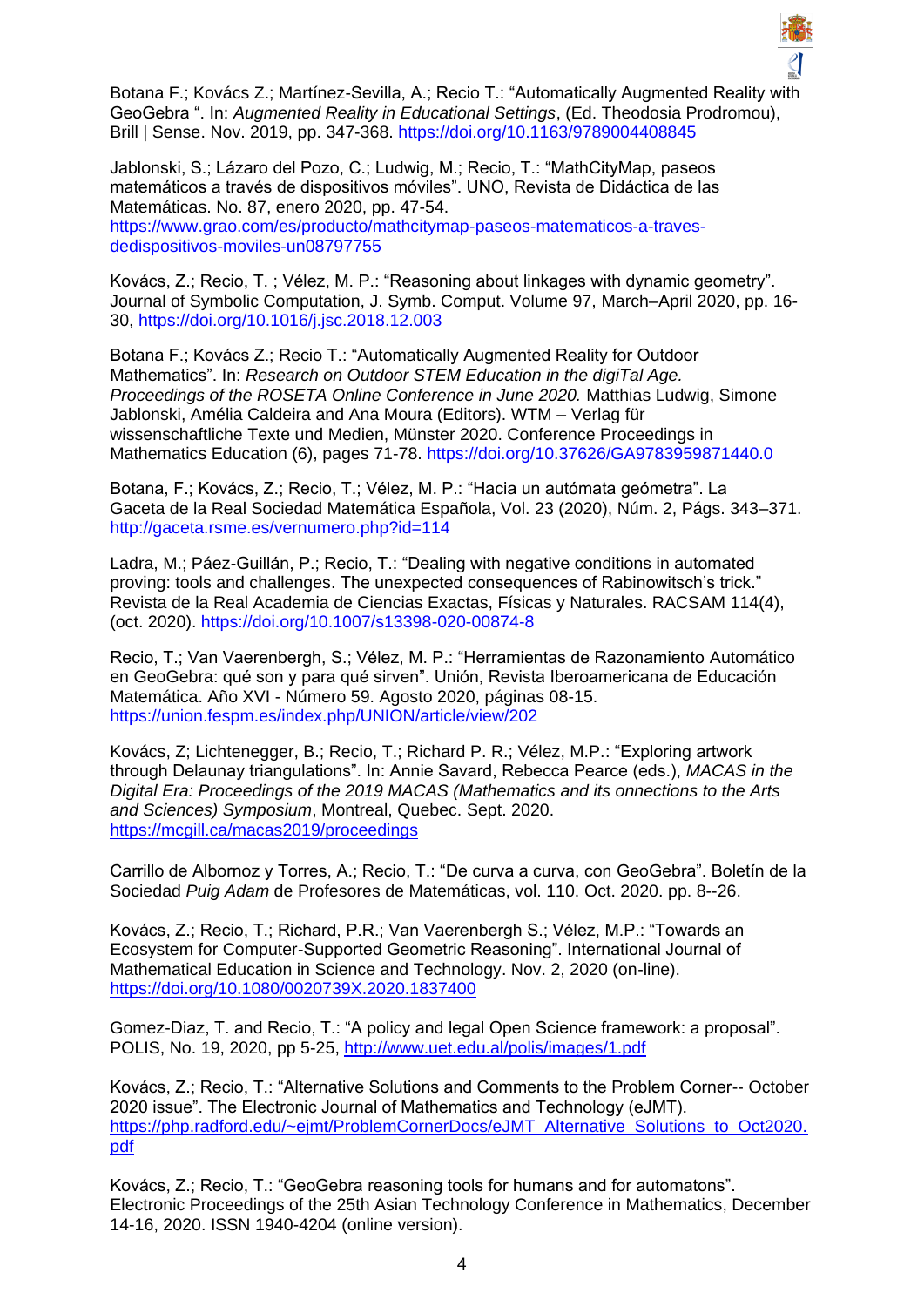Botana F.; Kovács Z.; Martínez-Sevilla, A.; Recio T.: "Automatically Augmented Reality with GeoGebra ". In: *Augmented Reality in Educational Settings*, (Ed. Theodosia Prodromou), Brill | Sense. Nov. 2019, pp. 347-368. https://doi.org/10.1163/9789004408845

Jablonski, S.; Lázaro del Pozo, C.; Ludwig, M.; Recio, T.: "MathCityMap, paseos matemáticos a través de dispositivos móviles". UNO, Revista de Didáctica de las Matemáticas. No. 87, enero 2020, pp. 47-54. https://www.grao.com/es/producto/mathcitymap-paseos-matematicos-a-traves-dedispositivos-moviles-un08797755

Kovács, Z.; Recio, T. ; Vélez, M. P.: "Reasoning about linkages with dynamic geometry". Journal of Symbolic Computation, J. Symb. Comput. Volume 97, March–April 2020, pp. 16-30, https://doi.org/10.1016/j.jsc.2018.12.003

Botana F.; Kovács Z.; Recio T.: "Automatically Augmented Reality for Outdoor Mathematics". In: *Research on Outdoor STEM Education in the digiTal Age. Proceedings of the ROSETA Online Conference in June 2020.* Matthias Ludwig, Simone Jablonski, Amélia Caldeira and Ana Moura (Editors). WTM – Verlag für wissenschaftliche Texte und Medien, Münster 2020. Conference Proceedings in Mathematics Education (6), pages 71-78. https://doi.org/10.37626/GA9783959871440.0

Botana, F.; Kovács, Z.; Recio, T.; Vélez, M. P.: "Hacia un autómata geómetra". La Gaceta de la Real Sociedad Matemática Española, Vol. 23 (2020), Núm. 2, Págs. 343–371. http://gaceta.rsme.es/vernumero.php?id=114

Ladra, M.; Páez-Guillán, P.; Recio, T.: "Dealing with negative conditions in automated proving: tools and challenges. The unexpected consequences of Rabinowitsch's trick." Revista de la Real Academia de Ciencias Exactas, Físicas y Naturales. RACSAM 114(4), (oct. 2020). https://doi.org/10.1007/s13398-020-00874-8

Recio, T.; Van Vaerenbergh, S.; Vélez, M. P.: "Herramientas de Razonamiento Automático en GeoGebra: qué son y para qué sirven". Unión, Revista Iberoamericana de Educación Matemática. Año XVI - Número 59. Agosto 2020, páginas 08-15. https://union.fespm.es/index.php/UNION/article/view/202

Kovács, Z; Lichtenegger, B.; Recio, T.; Richard P. R.; Vélez, M.P.: "Exploring artwork through Delaunay triangulations". In: Annie Savard, Rebecca Pearce (eds.), *MACAS in the Digital Era: Proceedings of the 2019 MACAS (Mathematics and its onnections to the Arts and Sciences) Symposium*, Montreal, Quebec. Sept. 2020. https://mcgill.ca/macas2019/proceedings

Carrillo de Albornoz y Torres, A.; Recio, T.: "De curva a curva, con GeoGebra". Boletín de la Sociedad *Puig Adam* de Profesores de Matemáticas, vol. 110. Oct. 2020. pp. 8--26.

Kovács, Z.; Recio, T.; Richard, P.R.; Van Vaerenbergh S.; Vélez, M.P.: "Towards an Ecosystem for Computer-Supported Geometric Reasoning". International Journal of Mathematical Education in Science and Technology. Nov. 2, 2020 (on-line). https://doi.org/10.1080/0020739X.2020.1837400

Gomez-Diaz, T. and Recio, T.: "A policy and legal Open Science framework: a proposal". POLIS, No. 19, 2020, pp 5-25, http://www.uet.edu.al/polis/images/1.pdf

Kovács, Z.; Recio, T.: "Alternative Solutions and Comments to the Problem Corner-- October 2020 issue". The Electronic Journal of Mathematics and Technology (eJMT). https://php.radford.edu/~ejmt/ProblemCornerDocs/eJMT_Alternative_Solutions_to_Oct2020.pdf

Kovács, Z.; Recio, T.: "GeoGebra reasoning tools for humans and for automatons". Electronic Proceedings of the 25th Asian Technology Conference in Mathematics, December 14-16, 2020. ISSN 1940-4204 (online version).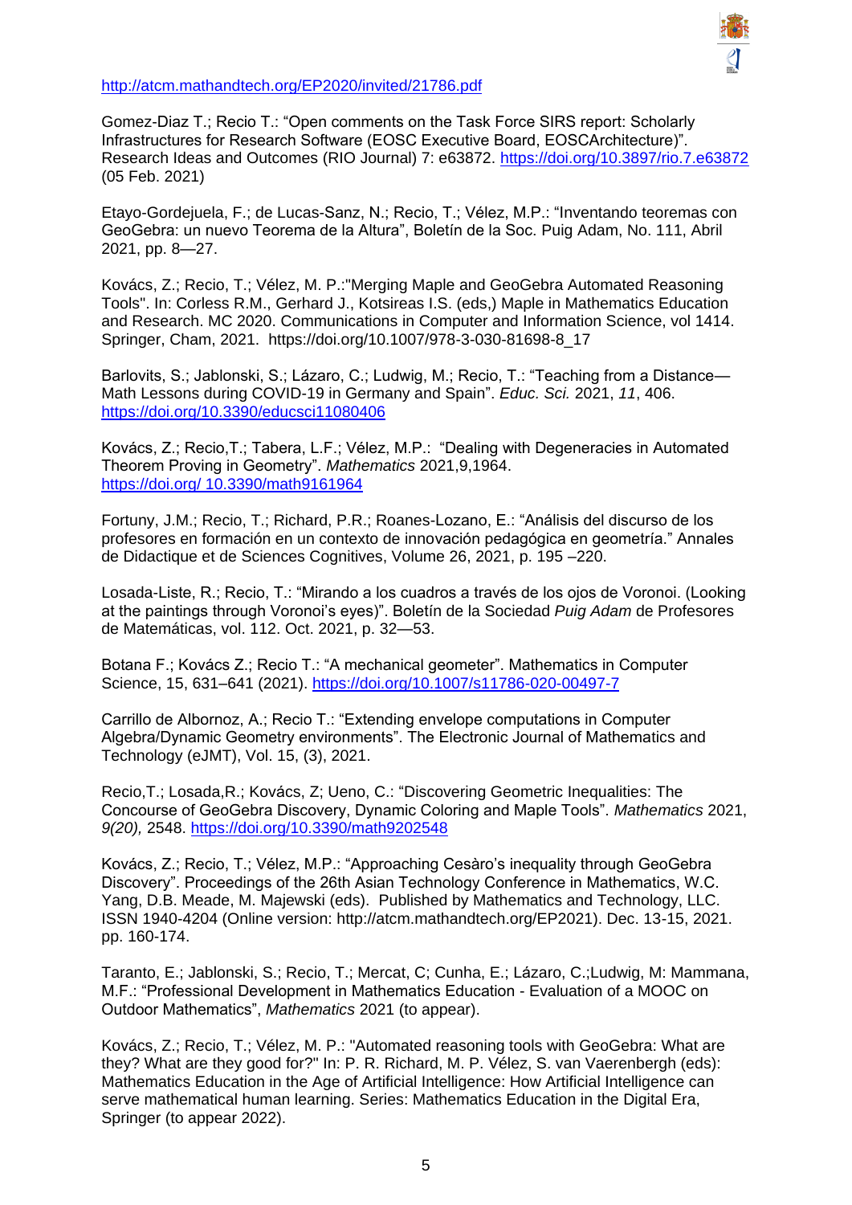http://atcm.mathandtech.org/EP2020/invited/21786.pdf

Gomez-Diaz T.; Recio T.: “Open comments on the Task Force SIRS report: Scholarly Infrastructures for Research Software (EOSC Executive Board, EOSCArchitecture)”. Research Ideas and Outcomes (RIO Journal) 7: e63872. https://doi.org/10.3897/rio.7.e63872 (05 Feb. 2021)

Etayo-Gordejuela, F.; de Lucas-Sanz, N.; Recio, T.; Vélez, M.P.: “Inventando teoremas con GeoGebra: un nuevo Teorema de la Altura”, Boletín de la Soc. Puig Adam, No. 111, Abril 2021, pp. 8—27.

Kovács, Z.; Recio, T.; Vélez, M. P.:"Merging Maple and GeoGebra Automated Reasoning Tools". In: Corless R.M., Gerhard J., Kotsireas I.S. (eds,) Maple in Mathematics Education and Research. MC 2020. Communications in Computer and Information Science, vol 1414. Springer, Cham, 2021. https://doi.org/10.1007/978-3-030-81698-8_17

Barlovits, S.; Jablonski, S.; Lázaro, C.; Ludwig, M.; Recio, T.: “Teaching from a Distance—Math Lessons during COVID-19 in Germany and Spain”. *Educ. Sci.* 2021, *11*, 406. https://doi.org/10.3390/educsci11080406

Kovács, Z.; Recio,T.; Tabera, L.F.; Vélez, M.P.: “Dealing with Degeneracies in Automated Theorem Proving in Geometry”. *Mathematics* 2021,9,1964. https://doi.org/ 10.3390/math9161964

Fortuny, J.M.; Recio, T.; Richard, P.R.; Roanes-Lozano, E.: “Análisis del discurso de los profesores en formación en un contexto de innovación pedagógica en geometría.” Annales de Didactique et de Sciences Cognitives, Volume 26, 2021, p. 195 –220.

Losada-Liste, R.; Recio, T.: “Mirando a los cuadros a través de los ojos de Voronoi. (Looking at the paintings through Voronoi's eyes)”. Boletín de la Sociedad *Puig Adam* de Profesores de Matemáticas, vol. 112. Oct. 2021, p. 32—53.

Botana F.; Kovács Z.; Recio T.: “A mechanical geometer”. Mathematics in Computer Science, 15, 631–641 (2021). https://doi.org/10.1007/s11786-020-00497-7

Carrillo de Albornoz, A.; Recio T.: “Extending envelope computations in Computer Algebra/Dynamic Geometry environments”. The Electronic Journal of Mathematics and Technology (eJMT), Vol. 15, (3), 2021.

Recio,T.; Losada,R.; Kovács, Z; Ueno, C.: “Discovering Geometric Inequalities: The Concourse of GeoGebra Discovery, Dynamic Coloring and Maple Tools”. *Mathematics* 2021, *9(20),* 2548. https://doi.org/10.3390/math9202548

Kovács, Z.; Recio, T.; Vélez, M.P.: “Approaching Cesàro's inequality through GeoGebra Discovery”. Proceedings of the 26th Asian Technology Conference in Mathematics, W.C. Yang, D.B. Meade, M. Majewski (eds). Published by Mathematics and Technology, LLC. ISSN 1940-4204 (Online version: http://atcm.mathandtech.org/EP2021). Dec. 13-15, 2021. pp. 160-174.

Taranto, E.; Jablonski, S.; Recio, T.; Mercat, C; Cunha, E.; Lázaro, C.;Ludwig, M: Mammana, M.F.: “Professional Development in Mathematics Education - Evaluation of a MOOC on Outdoor Mathematics”, *Mathematics* 2021 (to appear).

Kovács, Z.; Recio, T.; Vélez, M. P.: "Automated reasoning tools with GeoGebra: What are they? What are they good for?" In: P. R. Richard, M. P. Vélez, S. van Vaerenbergh (eds): Mathematics Education in the Age of Artificial Intelligence: How Artificial Intelligence can serve mathematical human learning. Series: Mathematics Education in the Digital Era, Springer (to appear 2022).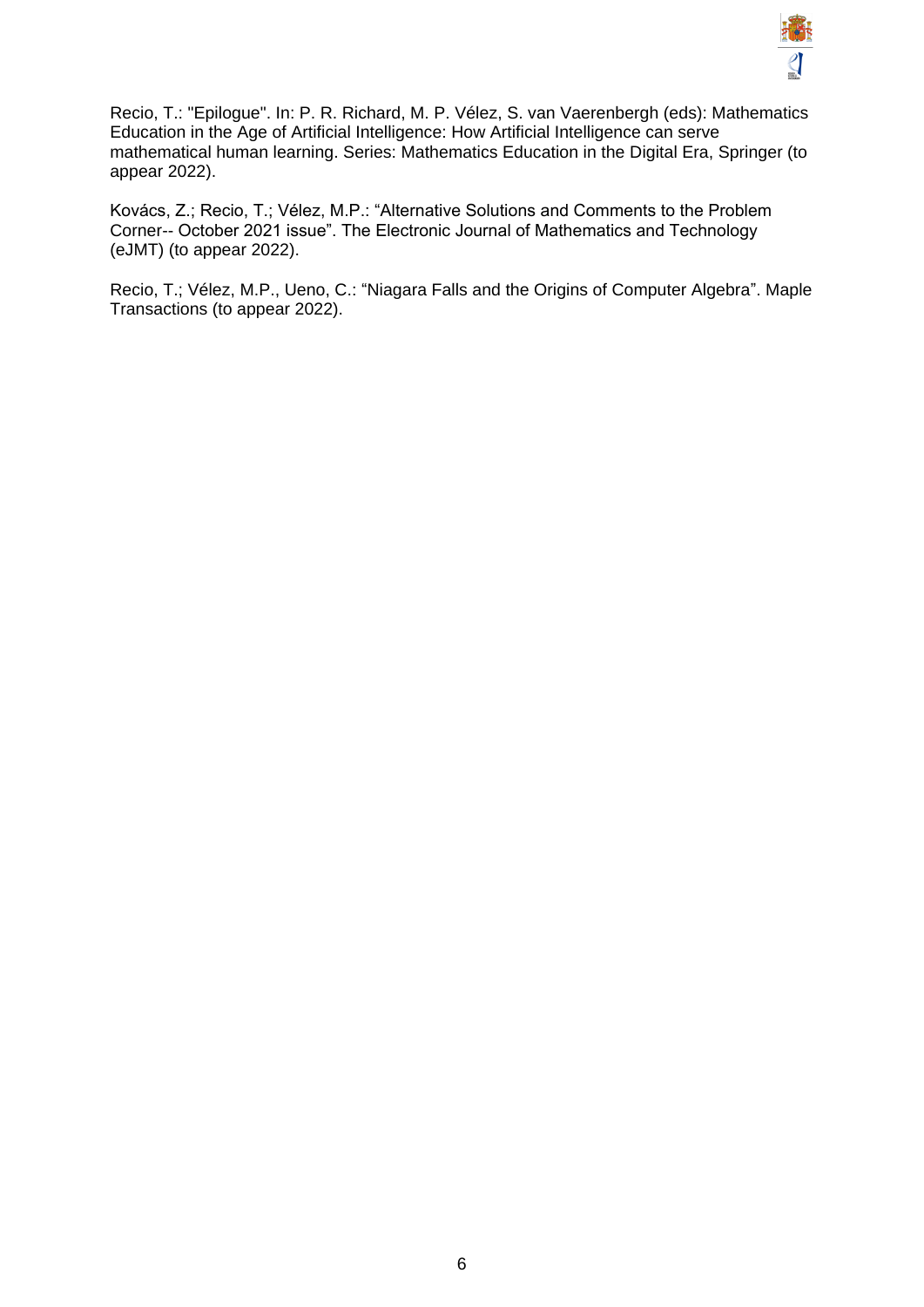Recio, T.: "Epilogue". In: P. R. Richard, M. P. Vélez, S. van Vaerenbergh (eds): Mathematics Education in the Age of Artificial Intelligence: How Artificial Intelligence can serve mathematical human learning. Series: Mathematics Education in the Digital Era, Springer (to appear 2022).

Kovács, Z.; Recio, T.; Vélez, M.P.: "Alternative Solutions and Comments to the Problem Corner-- October 2021 issue". The Electronic Journal of Mathematics and Technology (eJMT) (to appear 2022).

Recio, T.; Vélez, M.P., Ueno, C.: "Niagara Falls and the Origins of Computer Algebra". Maple Transactions (to appear 2022).